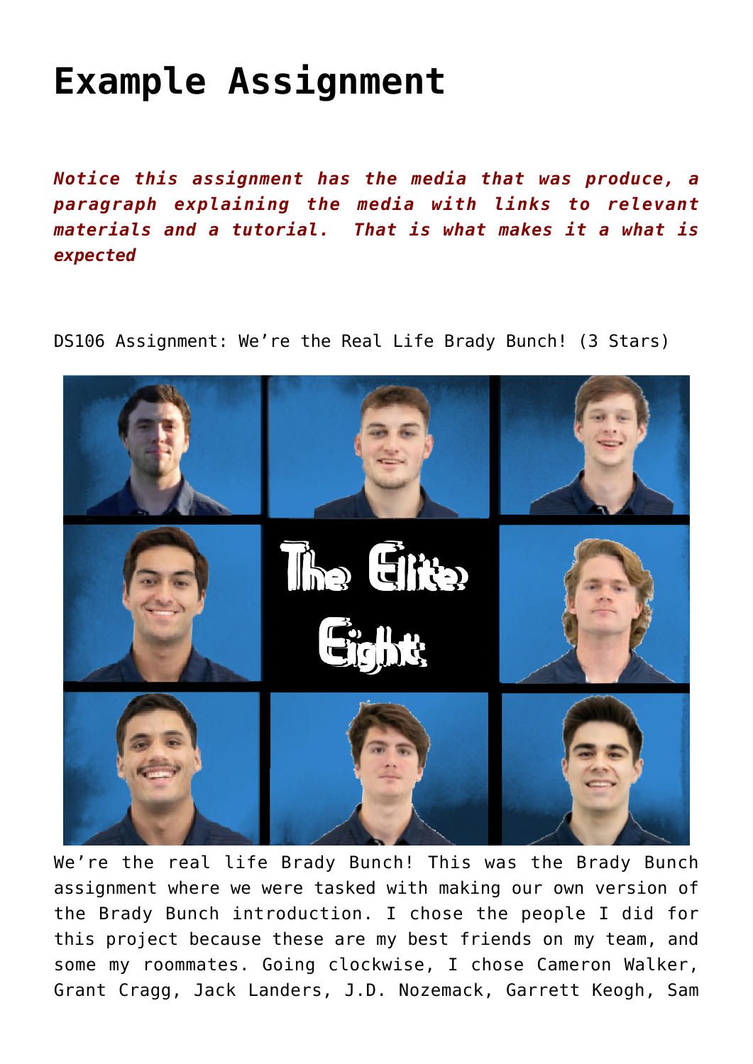# Example Assignment

***Notice this assignment has the media that was produce, a paragraph explaining the media with links to relevant materials and a tutorial. That is what makes it a what is expected***

DS106 Assignment: We're the Real Life Brady Bunch! (3 Stars)

We're the real life Brady Bunch! This was the Brady Bunch assignment where we were tasked with making our own version of the Brady Bunch introduction. I chose the people I did for this project because these are my best friends on my team, and some my roommates. Going clockwise, I chose Cameron Walker, Grant Cragg, Jack Landers, J.D. Nozemack, Garrett Keogh, Sam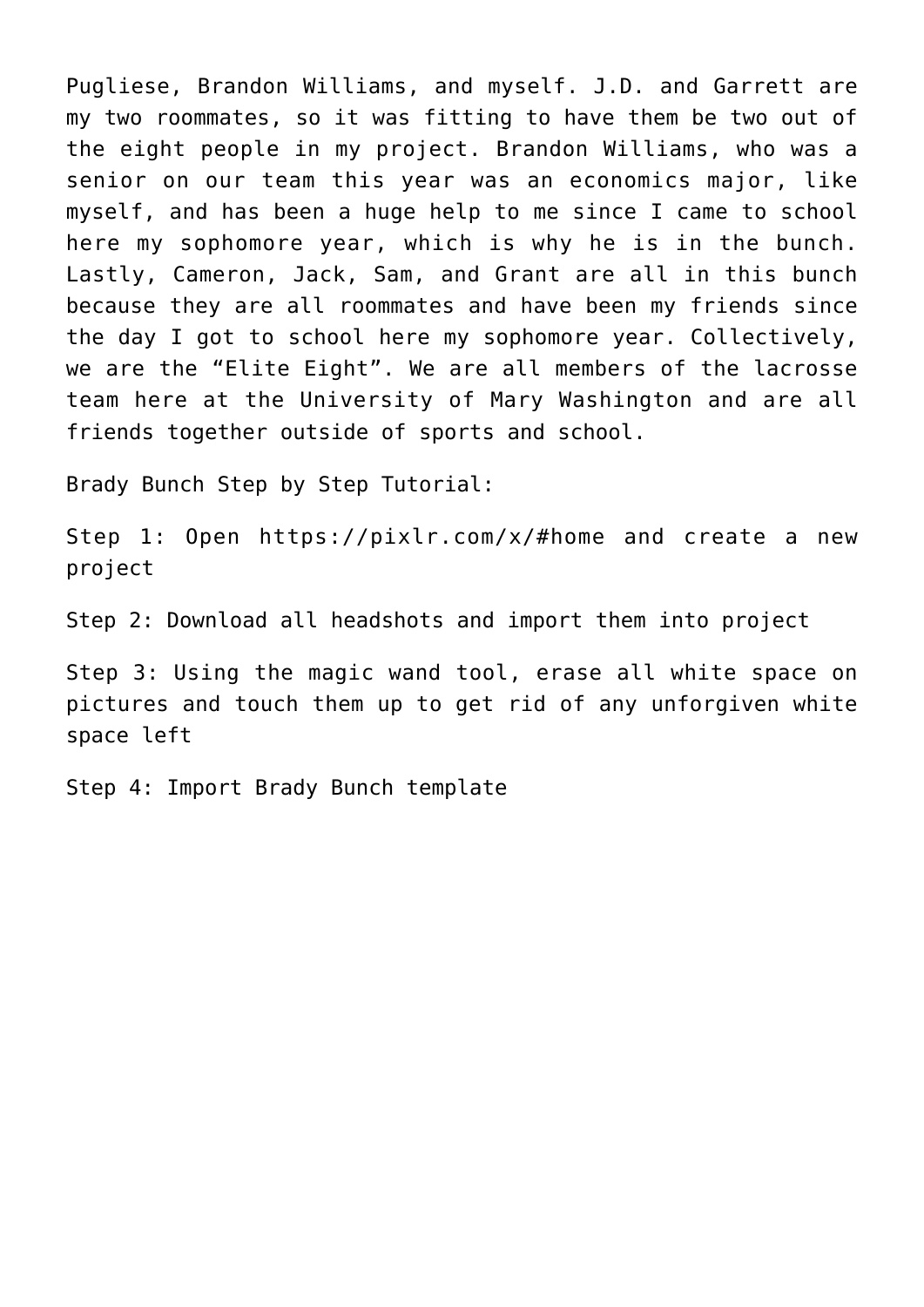Pugliese, Brandon Williams, and myself. J.D. and Garrett are my two roommates, so it was fitting to have them be two out of the eight people in my project. Brandon Williams, who was a senior on our team this year was an economics major, like myself, and has been a huge help to me since I came to school here my sophomore year, which is why he is in the bunch. Lastly, Cameron, Jack, Sam, and Grant are all in this bunch because they are all roommates and have been my friends since the day I got to school here my sophomore year. Collectively, we are the "Elite Eight". We are all members of the lacrosse team here at the University of Mary Washington and are all friends together outside of sports and school.

Brady Bunch Step by Step Tutorial:

Step 1: Open https://pixlr.com/x/#home and create a new project

Step 2: Download all headshots and import them into project

Step 3: Using the magic wand tool, erase all white space on pictures and touch them up to get rid of any unforgiven white space left

Step 4: Import Brady Bunch template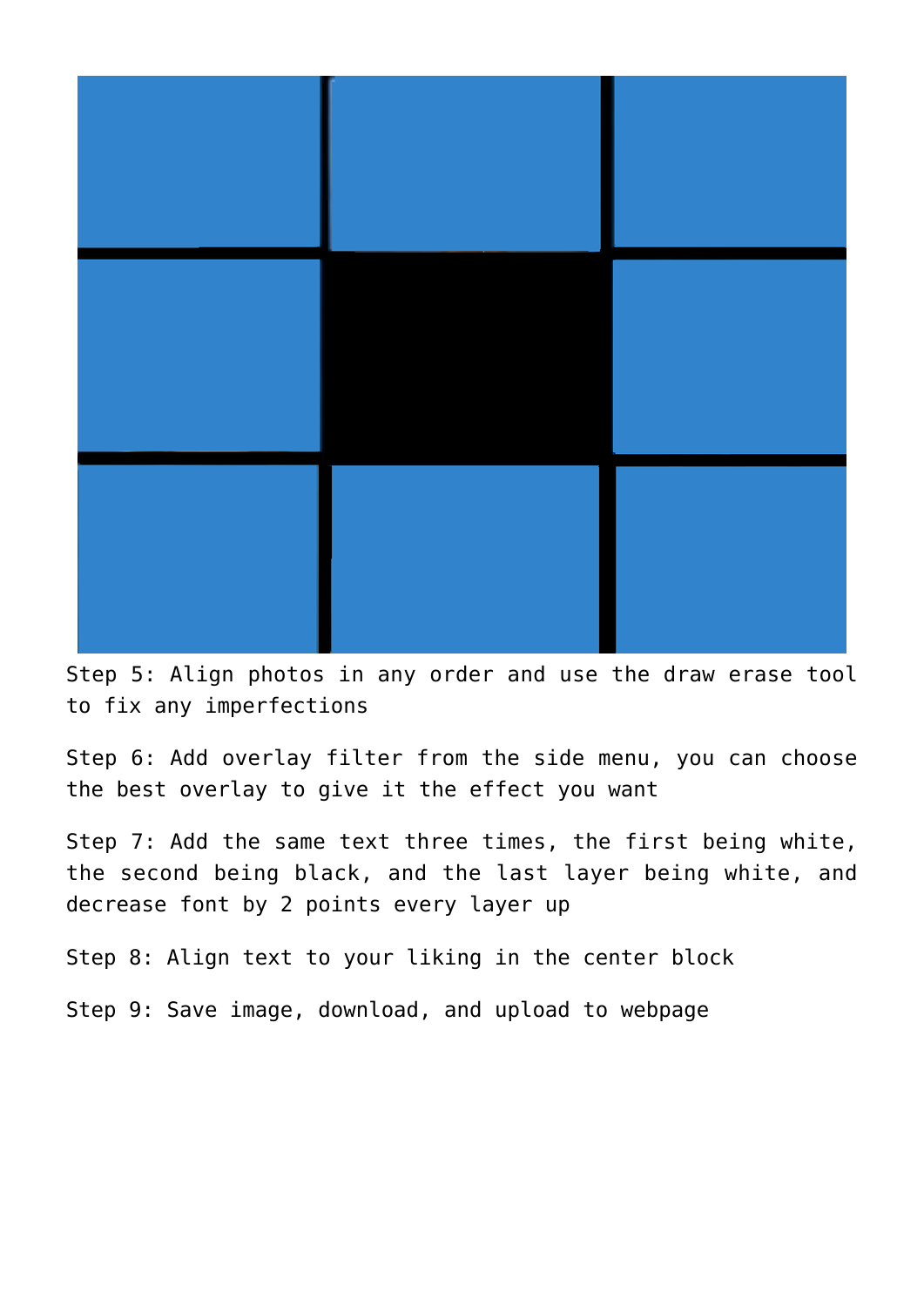Step 5: Align photos in any order and use the draw erase tool to fix any imperfections

Step 6: Add overlay filter from the side menu, you can choose the best overlay to give it the effect you want

Step 7: Add the same text three times, the first being white, the second being black, and the last layer being white, and decrease font by 2 points every layer up

Step 8: Align text to your liking in the center block

Step 9: Save image, download, and upload to webpage